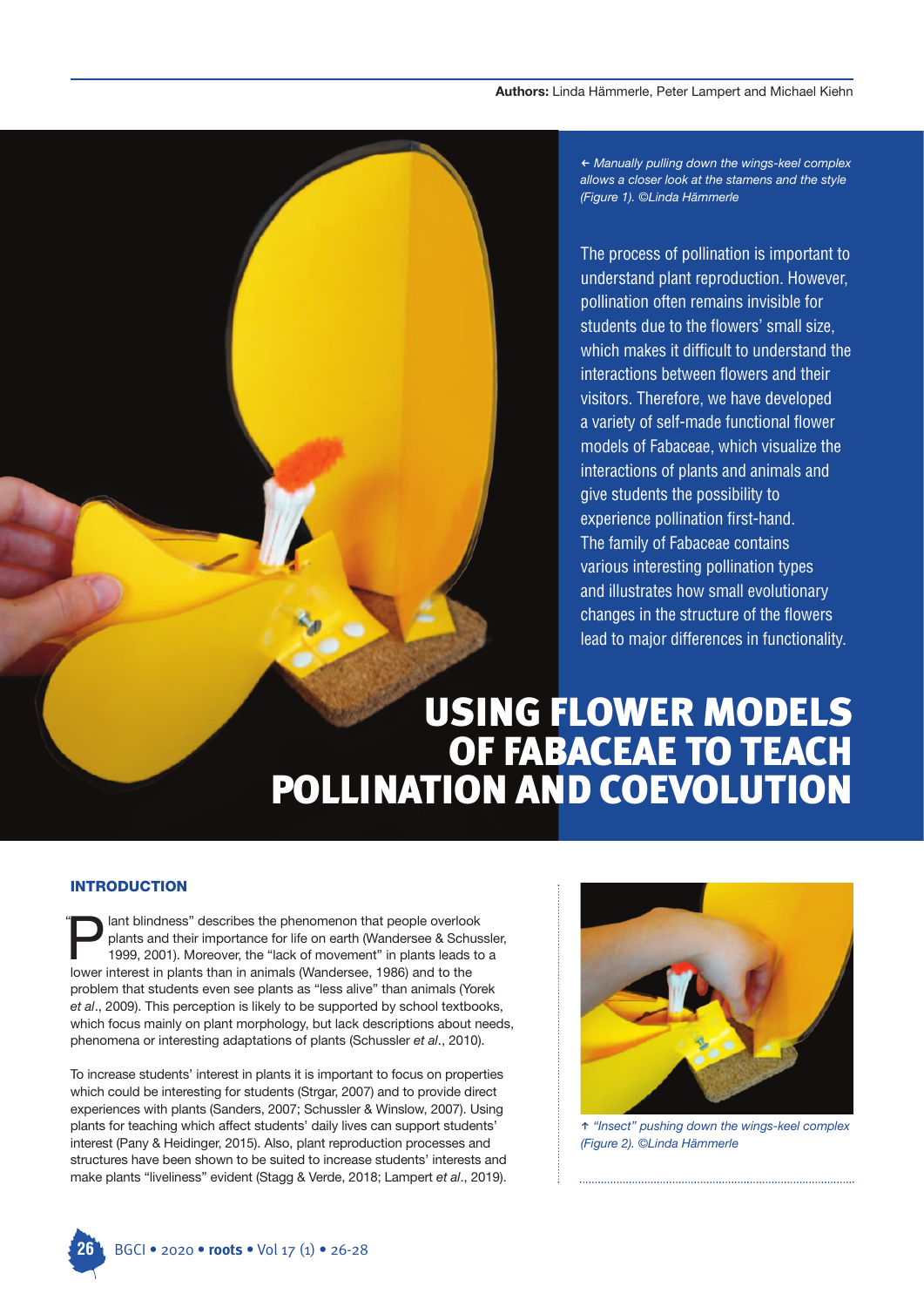Authors: Linda Hämmerle, Peter Lampert and Michael Kiehn

# USING FLOWER MODELS OF FABACEAE TO TEACH POLLINATION AND COEVOLUTION

*← Manually pulling down the wings-keel complex allows a closer look at the stamens and the style (Figure 1). ©Linda Hämmerle*

The process of pollination is important to understand plant reproduction. However, pollination often remains invisible for students due to the flowers' small size, which makes it difficult to understand the interactions between flowers and their visitors. Therefore, we have developed a variety of self-made functional flower models of Fabaceae, which visualize the interactions of plants and animals and give students the possibility to experience pollination first-hand. The family of Fabaceae contains various interesting pollination types and illustrates how small evolutionary changes in the structure of the flowers lead to major differences in functionality.

## INTRODUCTION

"Plant blindness" describes the phenomenon that people overlook plants and their importance for life on earth (Wandersee & Schussler, 1999, 2001). Moreover, the "lack of movement" in plants leads to a lower interest in plants than in animals (Wandersee, 1986) and to the problem that students even see plants as "less alive" than animals (Yorek *et al*., 2009). This perception is likely to be supported by school textbooks, which focus mainly on plant morphology, but lack descriptions about needs, phenomena or interesting adaptations of plants (Schussler *et al*., 2010).

To increase students' interest in plants it is important to focus on properties which could be interesting for students (Strgar, 2007) and to provide direct experiences with plants (Sanders, 2007; Schussler & Winslow, 2007). Using plants for teaching which affect students' daily lives can support students' interest (Pany & Heidinger, 2015). Also, plant reproduction processes and structures have been shown to be suited to increase students' interests and make plants "liveliness" evident (Stagg & Verde, 2018; Lampert *et al*., 2019).

*↑ "Insect" pushing down the wings-keel complex (Figure 2). ©Linda Hämmerle*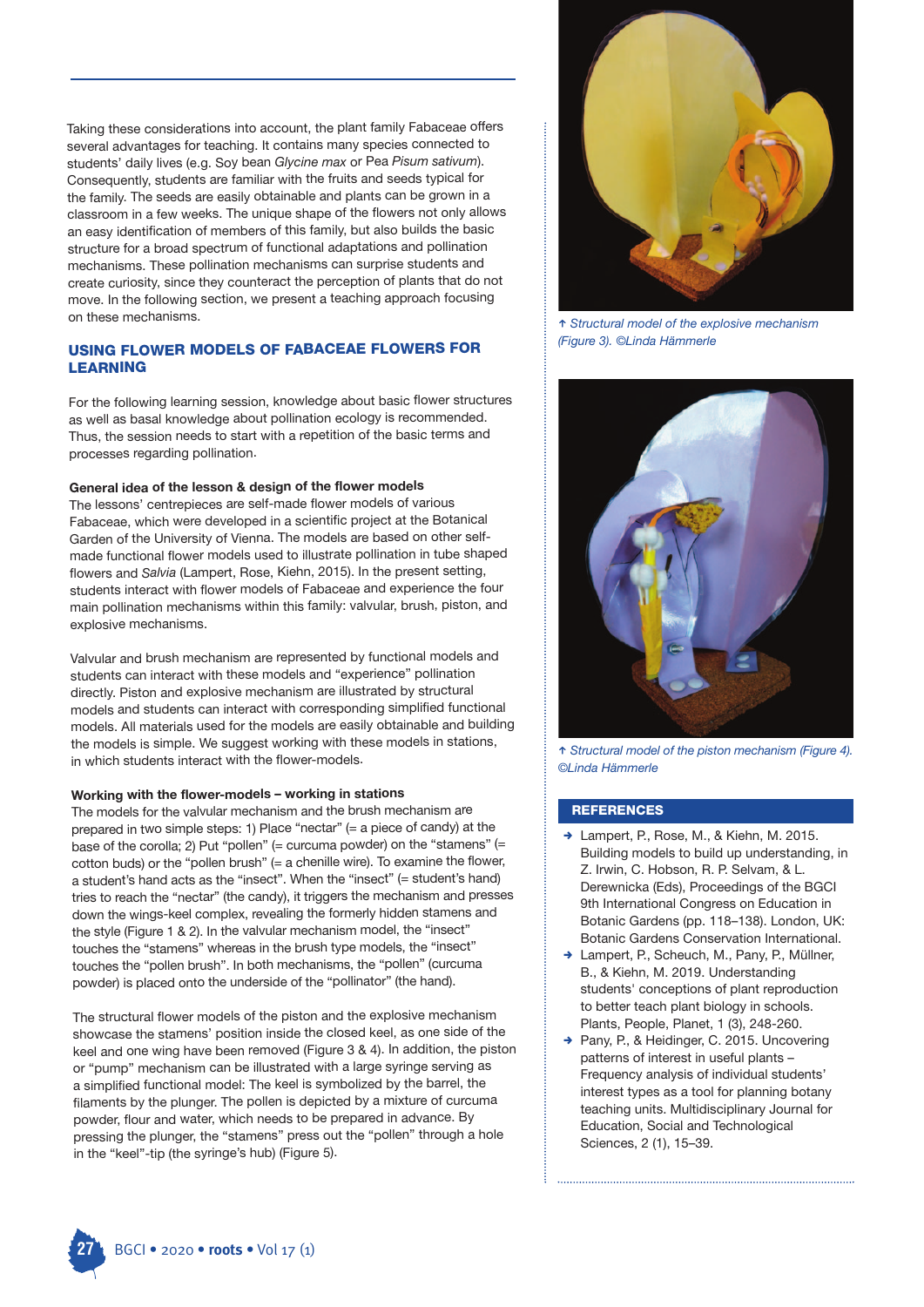Taking these considerations into account, the plant family Fabaceae offers several advantages for teaching. It contains many species connected to students' daily lives (e.g. Soy bean *Glycine max* or Pea *Pisum sativum*). Consequently, students are familiar with the fruits and seeds typical for the family. The seeds are easily obtainable and plants can be grown in a classroom in a few weeks. The unique shape of the flowers not only allows an easy identification of members of this family, but also builds the basic structure for a broad spectrum of functional adaptations and pollination mechanisms. These pollination mechanisms can surprise students and create curiosity, since they counteract the perception of plants that do not move. In the following section, we present a teaching approach focusing on these mechanisms.

## USING FLOWER MODELS OF FABACEAE FLOWERS FOR LEARNING

For the following learning session, knowledge about basic flower structures as well as basal knowledge about pollination ecology is recommended. Thus, the session needs to start with a repetition of the basic terms and processes regarding pollination.

### General idea of the lesson & design of the flower models

The lessons' centrepieces are self-made flower models of various Fabaceae, which were developed in a scientific project at the Botanical Garden of the University of Vienna. The models are based on other self-made functional flower models used to illustrate pollination in tube shaped flowers and *Salvia* (Lampert, Rose, Kiehn, 2015). In the present setting, students interact with flower models of Fabaceae and experience the four main pollination mechanisms within this family: valvular, brush, piston, and explosive mechanisms.

Valvular and brush mechanism are represented by functional models and students can interact with these models and "experience" pollination directly. Piston and explosive mechanism are illustrated by structural models and students can interact with corresponding simplified functional models. All materials used for the models are easily obtainable and building the models is simple. We suggest working with these models in stations, in which students interact with the flower-models.

### Working with the flower-models – working in stations

The models for the valvular mechanism and the brush mechanism are prepared in two simple steps: 1) Place "nectar" (= a piece of candy) at the base of the corolla; 2) Put "pollen" (= curcuma powder) on the "stamens" (= cotton buds) or the "pollen brush" (= a chenille wire). To examine the flower, a student's hand acts as the "insect". When the "insect" (= student's hand) tries to reach the "nectar" (the candy), it triggers the mechanism and presses down the wings-keel complex, revealing the formerly hidden stamens and the style (Figure 1 & 2). In the valvular mechanism model, the "insect" touches the "stamens" whereas in the brush type models, the "insect" touches the "pollen brush". In both mechanisms, the "pollen" (curcuma powder) is placed onto the underside of the "pollinator" (the hand).

The structural flower models of the piston and the explosive mechanism showcase the stamens' position inside the closed keel, as one side of the keel and one wing have been removed (Figure 3 & 4). In addition, the piston or "pump" mechanism can be illustrated with a large syringe serving as a simplified functional model: The keel is symbolized by the barrel, the filaments by the plunger. The pollen is depicted by a mixture of curcuma powder, flour and water, which needs to be prepared in advance. By pressing the plunger, the "stamens" press out the "pollen" through a hole in the "keel"-tip (the syringe's hub) (Figure 5).

↑ *Structural model of the explosive mechanism (Figure 3). ©Linda Hämmerle*

↑ *Structural model of the piston mechanism (Figure 4). ©Linda Hämmerle*

## REFERENCES

- Lampert, P., Rose, M., & Kiehn, M. 2015. Building models to build up understanding, in Z. Irwin, C. Hobson, R. P. Selvam, & L. Derewnicka (Eds), Proceedings of the BGCI 9th International Congress on Education in Botanic Gardens (pp. 118–138). London, UK: Botanic Gardens Conservation International.
- Lampert, P., Scheuch, M., Pany, P., Müllner, B., & Kiehn, M. 2019. Understanding students' conceptions of plant reproduction to better teach plant biology in schools. Plants, People, Planet, 1 (3), 248-260.
- Pany, P., & Heidinger, C. 2015. Uncovering patterns of interest in useful plants – Frequency analysis of individual students' interest types as a tool for planning botany teaching units. Multidisciplinary Journal for Education, Social and Technological Sciences, 2 (1), 15–39.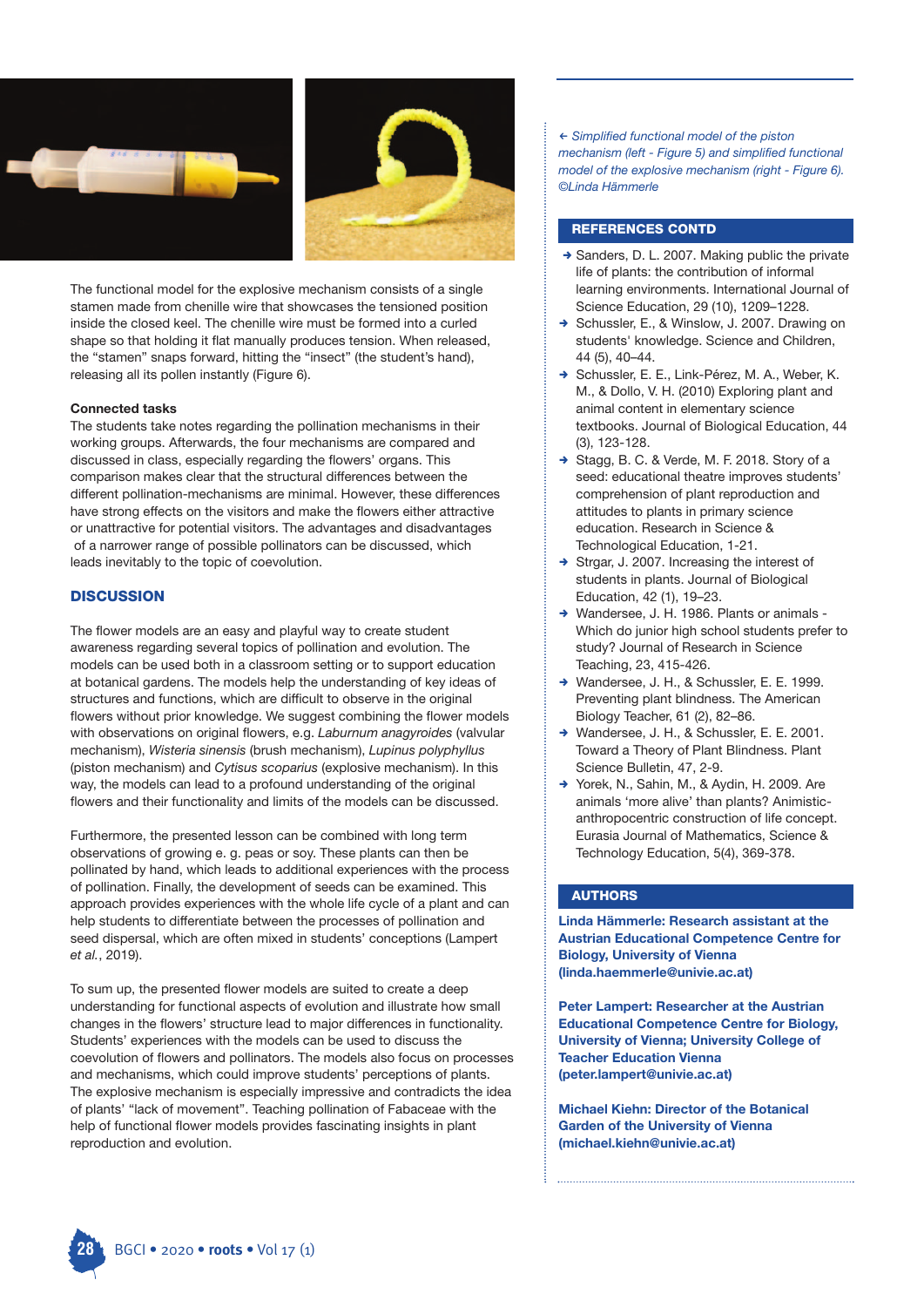The functional model for the explosive mechanism consists of a single stamen made from chenille wire that showcases the tensioned position inside the closed keel. The chenille wire must be formed into a curled shape so that holding it flat manually produces tension. When released, the "stamen" snaps forward, hitting the "insect" (the student's hand), releasing all its pollen instantly (Figure 6).

**Connected tasks**

The students take notes regarding the pollination mechanisms in their working groups. Afterwards, the four mechanisms are compared and discussed in class, especially regarding the flowers' organs. This comparison makes clear that the structural differences between the different pollination-mechanisms are minimal. However, these differences have strong effects on the visitors and make the flowers either attractive or unattractive for potential visitors. The advantages and disadvantages of a narrower range of possible pollinators can be discussed, which leads inevitably to the topic of coevolution.

## DISCUSSION

The flower models are an easy and playful way to create student awareness regarding several topics of pollination and evolution. The models can be used both in a classroom setting or to support education at botanical gardens. The models help the understanding of key ideas of structures and functions, which are difficult to observe in the original flowers without prior knowledge. We suggest combining the flower models with observations on original flowers, e.g. *Laburnum anagyroides* (valvular mechanism), *Wisteria sinensis* (brush mechanism), *Lupinus polyphyllus* (piston mechanism) and *Cytisus scoparius* (explosive mechanism). In this way, the models can lead to a profound understanding of the original flowers and their functionality and limits of the models can be discussed.

Furthermore, the presented lesson can be combined with long term observations of growing e. g. peas or soy. These plants can then be pollinated by hand, which leads to additional experiences with the process of pollination. Finally, the development of seeds can be examined. This approach provides experiences with the whole life cycle of a plant and can help students to differentiate between the processes of pollination and seed dispersal, which are often mixed in students' conceptions (Lampert *et al.*, 2019).

To sum up, the presented flower models are suited to create a deep understanding for functional aspects of evolution and illustrate how small changes in the flowers' structure lead to major differences in functionality. Students' experiences with the models can be used to discuss the coevolution of flowers and pollinators. The models also focus on processes and mechanisms, which could improve students' perceptions of plants. The explosive mechanism is especially impressive and contradicts the idea of plants' "lack of movement". Teaching pollination of Fabaceae with the help of functional flower models provides fascinating insights in plant reproduction and evolution.

*← Simplified functional model of the piston mechanism (left - Figure 5) and simplified functional model of the explosive mechanism (right - Figure 6). ©Linda Hämmerle*

## REFERENCES CONTD

- Sanders, D. L. 2007. Making public the private life of plants: the contribution of informal learning environments. International Journal of Science Education, 29 (10), 1209–1228.
- Schussler, E., & Winslow, J. 2007. Drawing on students' knowledge. Science and Children, 44 (5), 40–44.
- Schussler, E. E., Link-Pérez, M. A., Weber, K. M., & Dollo, V. H. (2010) Exploring plant and animal content in elementary science textbooks. Journal of Biological Education, 44 (3), 123-128.
- Stagg, B. C. & Verde, M. F. 2018. Story of a seed: educational theatre improves students' comprehension of plant reproduction and attitudes to plants in primary science education. Research in Science & Technological Education, 1-21.
- Strgar, J. 2007. Increasing the interest of students in plants. Journal of Biological Education, 42 (1), 19–23.
- Wandersee, J. H. 1986. Plants or animals - Which do junior high school students prefer to study? Journal of Research in Science Teaching, 23, 415-426.
- Wandersee, J. H., & Schussler, E. E. 1999. Preventing plant blindness. The American Biology Teacher, 61 (2), 82–86.
- Wandersee, J. H., & Schussler, E. E. 2001. Toward a Theory of Plant Blindness. Plant Science Bulletin, 47, 2-9.
- Yorek, N., Sahin, M., & Aydin, H. 2009. Are animals 'more alive' than plants? Animistic-anthropocentric construction of life concept. Eurasia Journal of Mathematics, Science & Technology Education, 5(4), 369-378.

## AUTHORS

**Linda Hämmerle: Research assistant at the Austrian Educational Competence Centre for Biology, University of Vienna (linda.haemmerle@univie.ac.at)**

**Peter Lampert: Researcher at the Austrian Educational Competence Centre for Biology, University of Vienna; University College of Teacher Education Vienna (peter.lampert@univie.ac.at)**

**Michael Kiehn: Director of the Botanical Garden of the University of Vienna (michael.kiehn@univie.ac.at)**